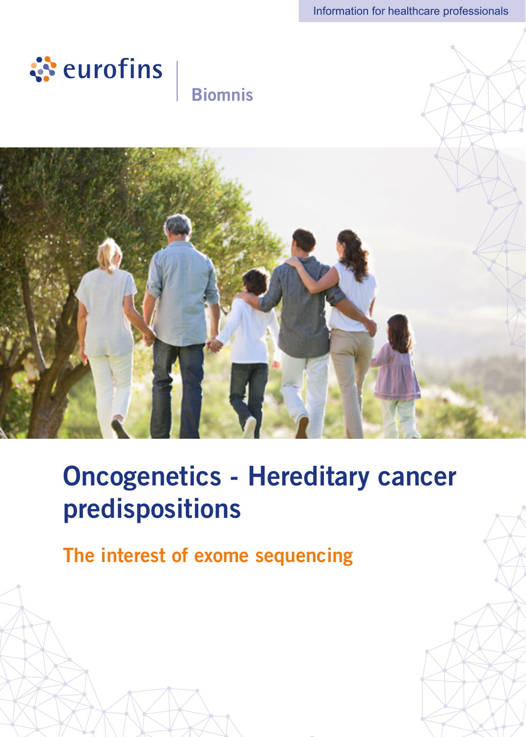Information for healthcare professionals

eurofins | Biomnis

# Oncogenetics - Hereditary cancer predispositions

## The interest of exome sequencing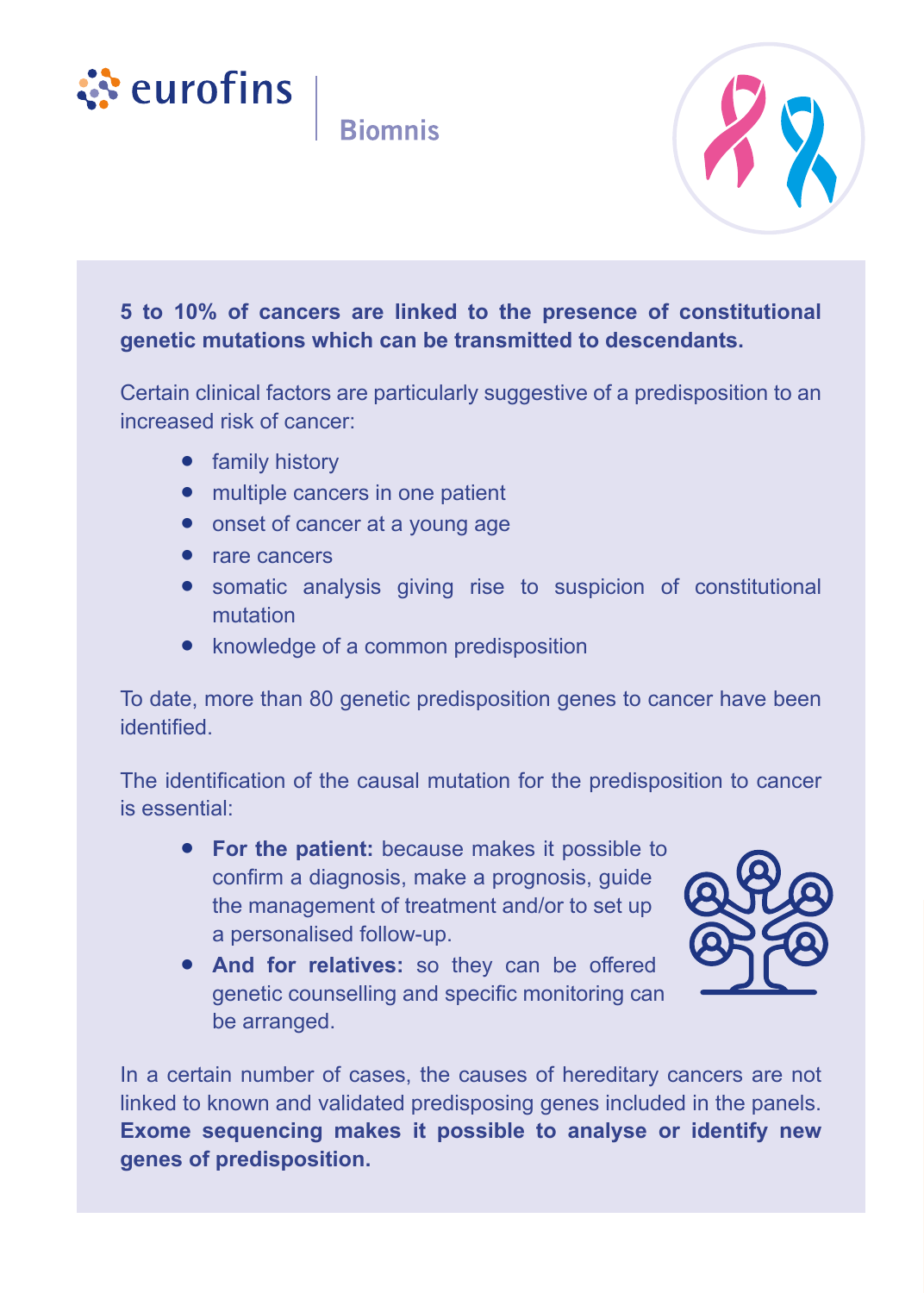**5 to 10% of cancers are linked to the presence of constitutional genetic mutations which can be transmitted to descendants.**

Certain clinical factors are particularly suggestive of a predisposition to an increased risk of cancer:

- family history
- multiple cancers in one patient
- onset of cancer at a young age
- rare cancers
- somatic analysis giving rise to suspicion of constitutional mutation
- knowledge of a common predisposition

To date, more than 80 genetic predisposition genes to cancer have been identified.

The identification of the causal mutation for the predisposition to cancer is essential:

- **For the patient:** because makes it possible to confirm a diagnosis, make a prognosis, guide the management of treatment and/or to set up a personalised follow-up.
- **And for relatives:** so they can be offered genetic counselling and specific monitoring can be arranged.

In a certain number of cases, the causes of hereditary cancers are not linked to known and validated predisposing genes included in the panels. **Exome sequencing makes it possible to analyse or identify new genes of predisposition.**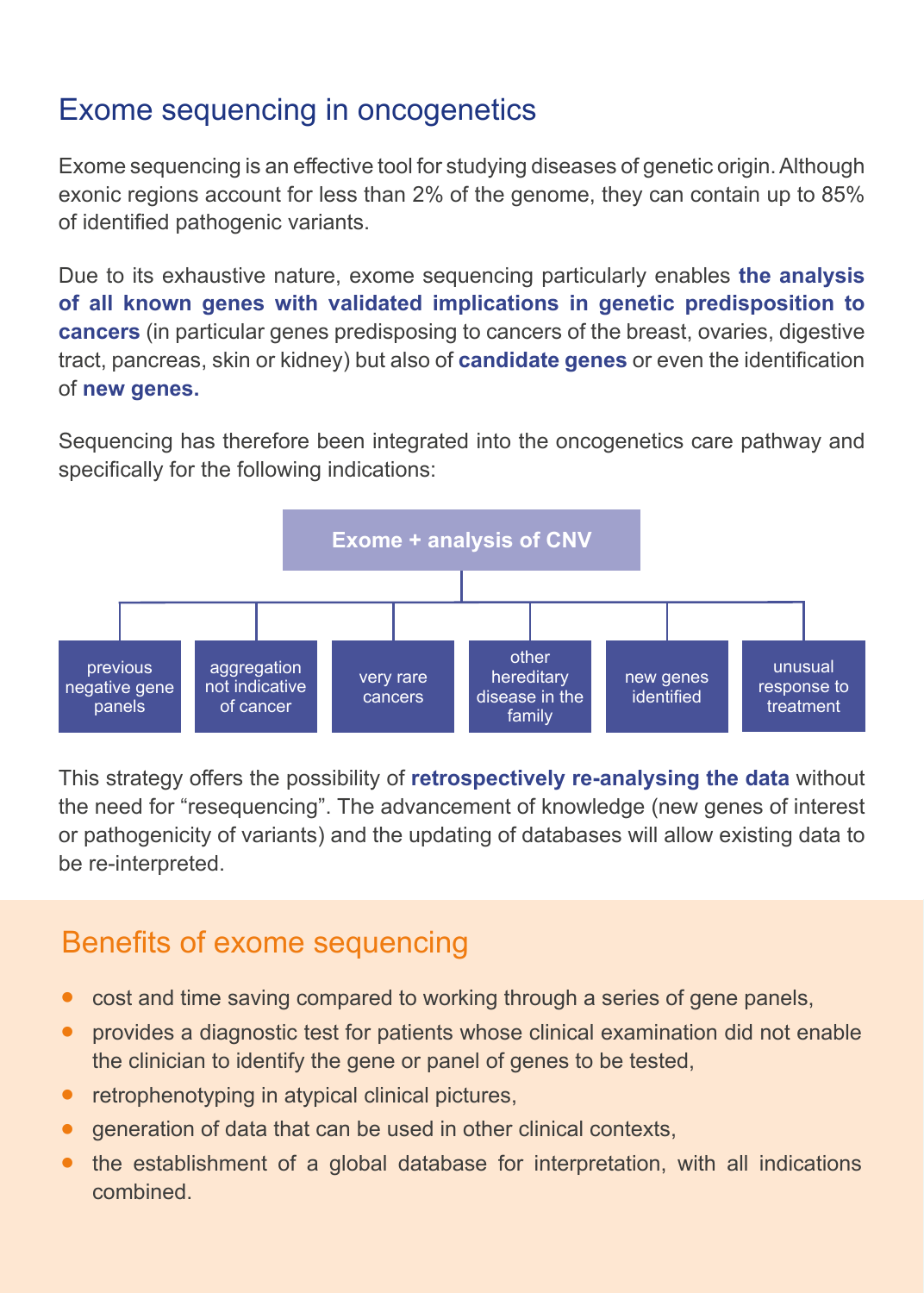## Exome sequencing in oncogenetics

Exome sequencing is an effective tool for studying diseases of genetic origin. Although exonic regions account for less than 2% of the genome, they can contain up to 85% of identified pathogenic variants.

Due to its exhaustive nature, exome sequencing particularly enables **the analysis of all known genes with validated implications in genetic predisposition to cancers** (in particular genes predisposing to cancers of the breast, ovaries, digestive tract, pancreas, skin or kidney) but also of **candidate genes** or even the identification of **new genes.**

Sequencing has therefore been integrated into the oncogenetics care pathway and specifically for the following indications:

**Exome + analysis of CNV**

- previous negative gene panels
- aggregation not indicative of cancer
- very rare cancers
- other hereditary disease in the family
- new genes identified
- unusual response to treatment

This strategy offers the possibility of **retrospectively re-analysing the data** without the need for “resequencing”. The advancement of knowledge (new genes of interest or pathogenicity of variants) and the updating of databases will allow existing data to be re-interpreted.

## Benefits of exome sequencing

- cost and time saving compared to working through a series of gene panels,
- provides a diagnostic test for patients whose clinical examination did not enable the clinician to identify the gene or panel of genes to be tested,
- retrophenotyping in atypical clinical pictures,
- generation of data that can be used in other clinical contexts,
- the establishment of a global database for interpretation, with all indications combined.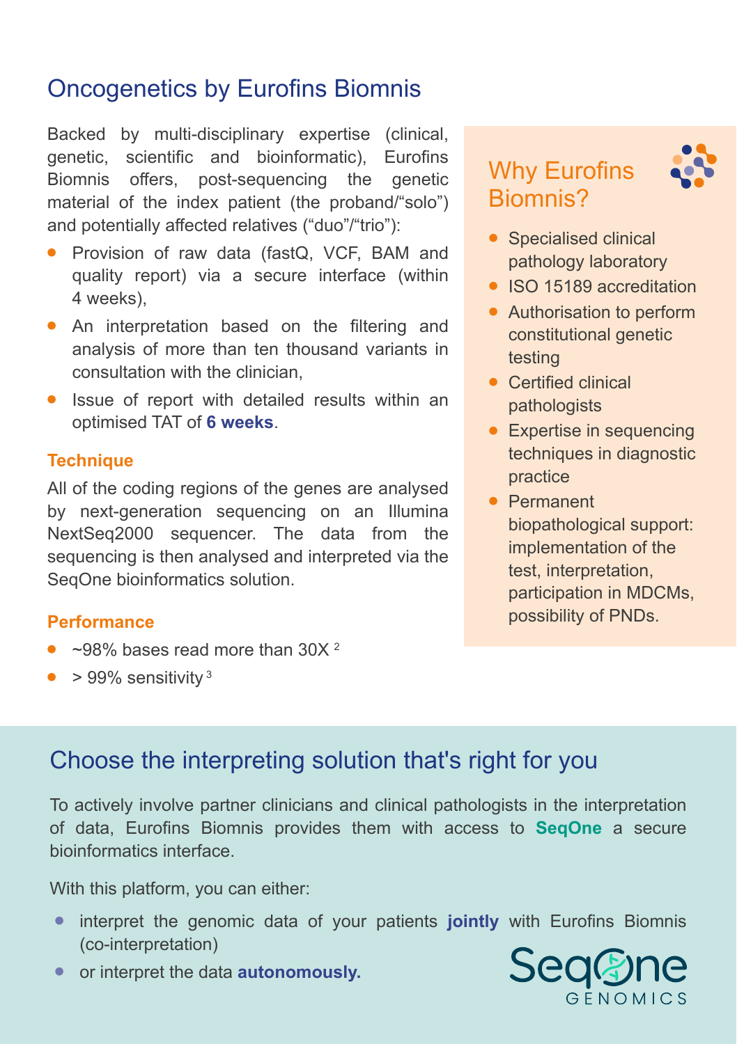## Oncogenetics by Eurofins Biomnis

Backed by multi-disciplinary expertise (clinical, genetic, scientific and bioinformatic), Eurofins Biomnis offers, post-sequencing the genetic material of the index patient (the proband/"solo") and potentially affected relatives ("duo"/"trio"):

- Provision of raw data (fastQ, VCF, BAM and quality report) via a secure interface (within 4 weeks),
- An interpretation based on the filtering and analysis of more than ten thousand variants in consultation with the clinician,
- Issue of report with detailed results within an optimised TAT of **6 weeks**.

### Technique

All of the coding regions of the genes are analysed by next-generation sequencing on an Illumina NextSeq2000 sequencer. The data from the sequencing is then analysed and interpreted via the SeqOne bioinformatics solution.

### Performance

- ~98% bases read more than 30X [2]
- > 99% sensitivity [3]

### Why Eurofins Biomnis?

- Specialised clinical pathology laboratory
- ISO 15189 accreditation
- Authorisation to perform constitutional genetic testing
- Certified clinical pathologists
- Expertise in sequencing techniques in diagnostic practice
- Permanent biopathological support: implementation of the test, interpretation, participation in MDCMs, possibility of PNDs.

## Choose the interpreting solution that's right for you

To actively involve partner clinicians and clinical pathologists in the interpretation of data, Eurofins Biomnis provides them with access to **SeqOne** a secure bioinformatics interface.

With this platform, you can either:

- interpret the genomic data of your patients **jointly** with Eurofins Biomnis (co-interpretation)
- or interpret the data **autonomously.**

SeqOne GENOMICS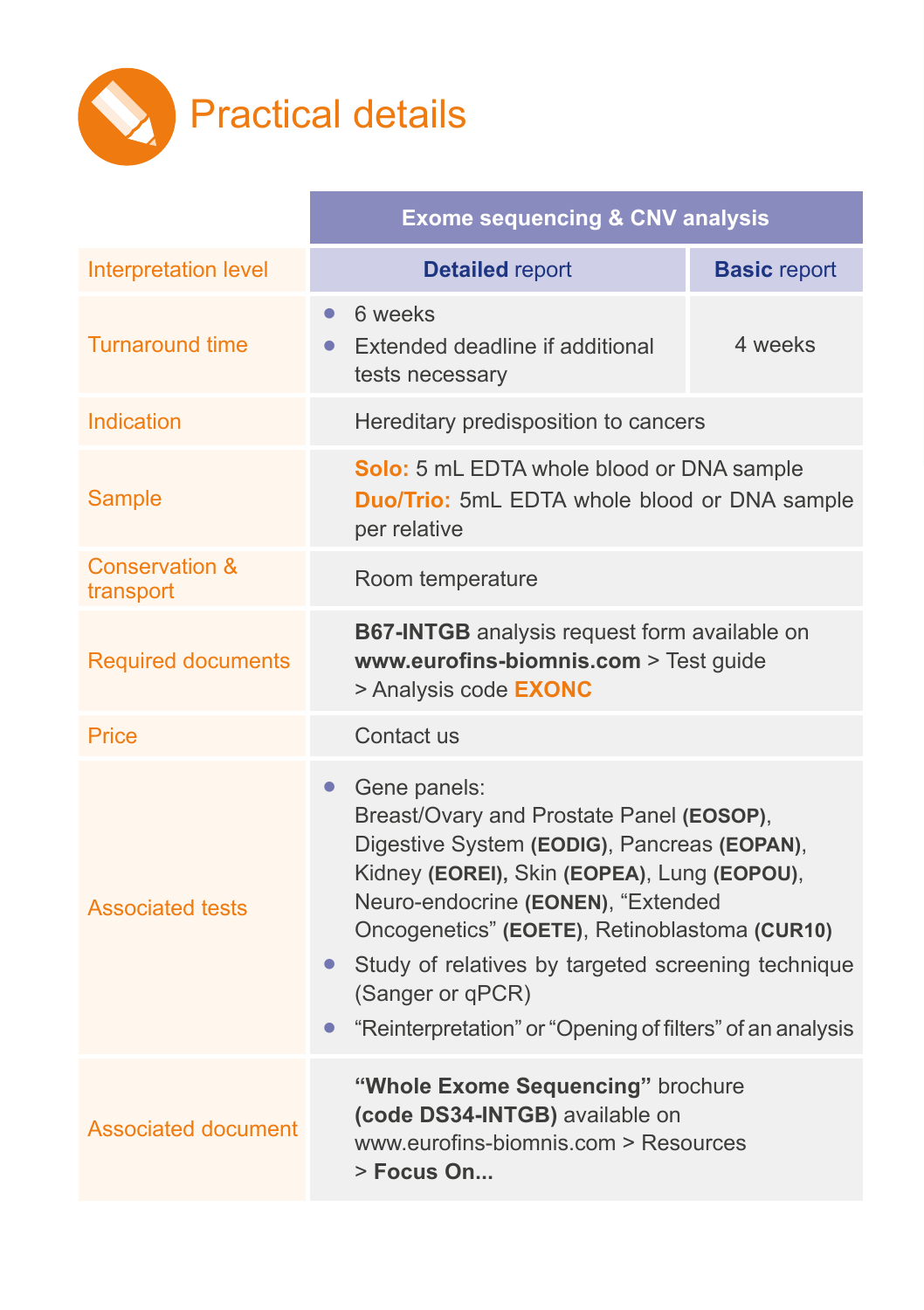# Practical details

| | Exome sequencing & CNV analysis | |
|---|---|---|
| Interpretation level | **Detailed** report | **Basic** report |
| Turnaround time | • 6 weeks<br>• Extended deadline if additional tests necessary | 4 weeks |
| Indication | Hereditary predisposition to cancers | |
| Sample | **Solo:** 5 mL EDTA whole blood or DNA sample<br>**Duo/Trio:** 5mL EDTA whole blood or DNA sample per relative | |
| Conservation & transport | Room temperature | |
| Required documents | **B67-INTGB** analysis request form available on **www.eurofins-biomnis.com** > Test guide > Analysis code **EXONC** | |
| Price | Contact us | |
| Associated tests | • Gene panels:<br>Breast/Ovary and Prostate Panel **(EOSOP)**, Digestive System **(EODIG)**, Pancreas **(EOPAN)**, Kidney **(EOREI)**, Skin **(EOPEA)**, Lung **(EOPOU)**, Neuro-endocrine **(EONEN)**, "Extended Oncogenetics" **(EOETE)**, Retinoblastoma **(CUR10)**<br>• Study of relatives by targeted screening technique (Sanger or qPCR)<br>• "Reinterpretation" or "Opening of filters" of an analysis | |
| Associated document | **"Whole Exome Sequencing"** brochure **(code DS34-INTGB)** available on www.eurofins-biomnis.com > Resources > **Focus On...** | |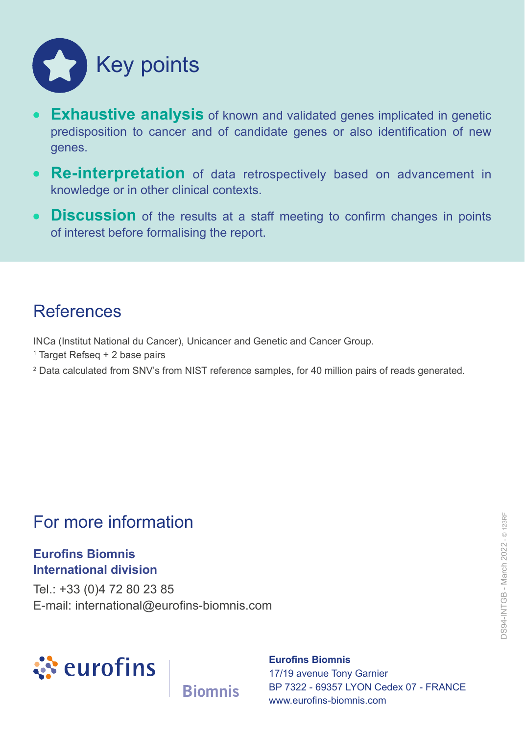# Key points

- **Exhaustive analysis** of known and validated genes implicated in genetic predisposition to cancer and of candidate genes or also identification of new genes.
- **Re-interpretation** of data retrospectively based on advancement in knowledge or in other clinical contexts.
- **Discussion** of the results at a staff meeting to confirm changes in points of interest before formalising the report.

## References

INCa (Institut National du Cancer), Unicancer and Genetic and Cancer Group.

[1] Target Refseq + 2 base pairs

[2] Data calculated from SNV's from NIST reference samples, for 40 million pairs of reads generated.

## For more information

**Eurofins Biomnis**
**International division**

Tel.: +33 (0)4 72 80 23 85
E-mail: international@eurofins-biomnis.com

DS94-INTGB - March 2022 - © 123RF

eurofins | Biomnis

**Eurofins Biomnis**
17/19 avenue Tony Garnier
BP 7322 - 69357 LYON Cedex 07 - FRANCE
www.eurofins-biomnis.com